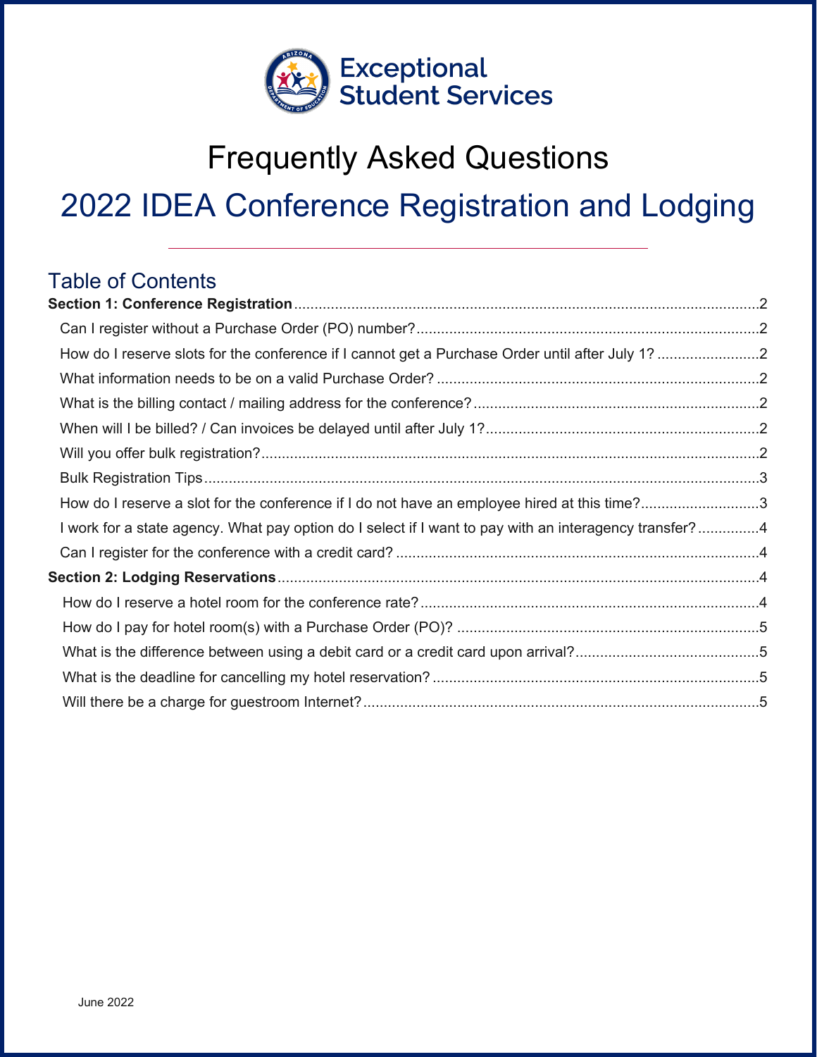Exceptional Student Services

# Frequently Asked Questions

## 2022 IDEA Conference Registration and Lodging

### Table of Contents

**Section 1: Conference Registration** .......... 2

- Can I register without a Purchase Order (PO) number? .......... 2
- How do I reserve slots for the conference if I cannot get a Purchase Order until after July 1? .......... 2
- What information needs to be on a valid Purchase Order? .......... 2
- What is the billing contact / mailing address for the conference? .......... 2
- When will I be billed? / Can invoices be delayed until after July 1? .......... 2
- Will you offer bulk registration? .......... 2
- Bulk Registration Tips .......... 3
- How do I reserve a slot for the conference if I do not have an employee hired at this time? .......... 3
- I work for a state agency. What pay option do I select if I want to pay with an interagency transfer? .......... 4
- Can I register for the conference with a credit card? .......... 4

**Section 2: Lodging Reservations** .......... 4

- How do I reserve a hotel room for the conference rate? .......... 4
- How do I pay for hotel room(s) with a Purchase Order (PO)? .......... 5
- What is the difference between using a debit card or a credit card upon arrival? .......... 5
- What is the deadline for cancelling my hotel reservation? .......... 5
- Will there be a charge for guestroom Internet? .......... 5

June 2022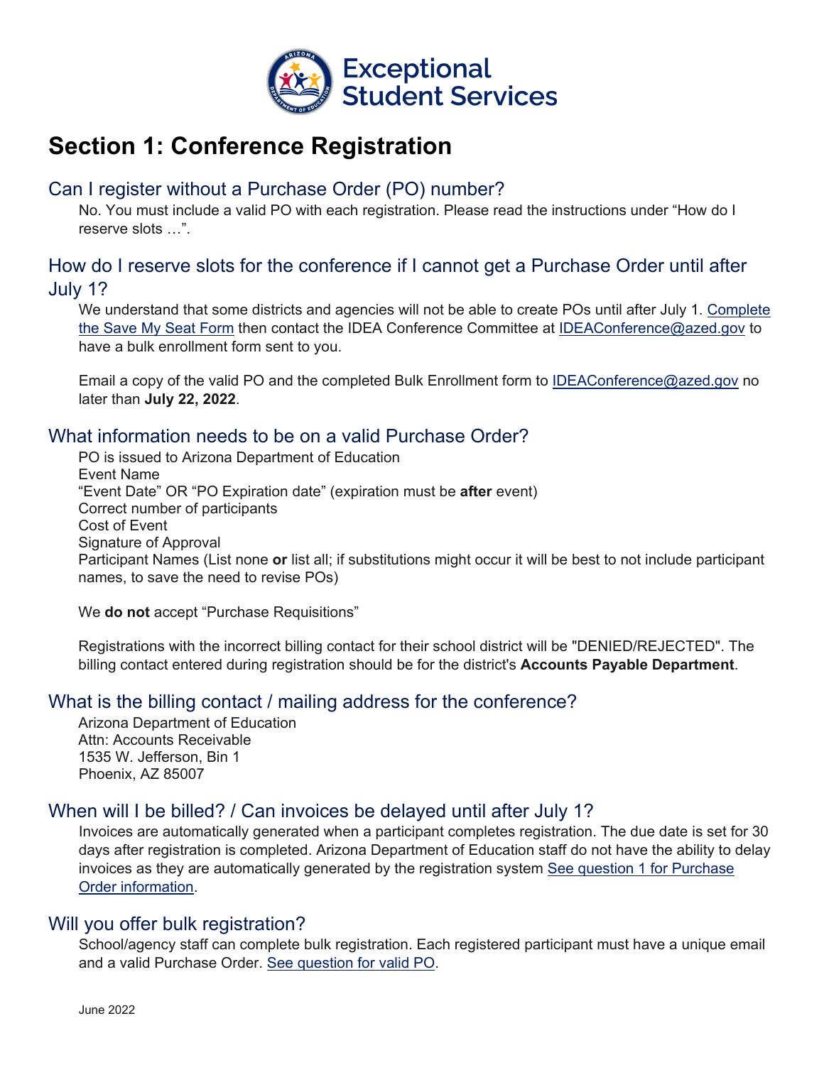# Exceptional Student Services

## Section 1: Conference Registration

### Can I register without a Purchase Order (PO) number?

No. You must include a valid PO with each registration. Please read the instructions under "How do I reserve slots …".

### How do I reserve slots for the conference if I cannot get a Purchase Order until after July 1?

We understand that some districts and agencies will not be able to create POs until after July 1. Complete the Save My Seat Form then contact the IDEA Conference Committee at IDEAConference@azed.gov to have a bulk enrollment form sent to you.

Email a copy of the valid PO and the completed Bulk Enrollment form to IDEAConference@azed.gov no later than **July 22, 2022**.

### What information needs to be on a valid Purchase Order?

PO is issued to Arizona Department of Education
Event Name
"Event Date" OR "PO Expiration date" (expiration must be **after** event)
Correct number of participants
Cost of Event
Signature of Approval
Participant Names (List none **or** list all; if substitutions might occur it will be best to not include participant names, to save the need to revise POs)

We **do not** accept "Purchase Requisitions"

Registrations with the incorrect billing contact for their school district will be "DENIED/REJECTED". The billing contact entered during registration should be for the district's **Accounts Payable Department**.

### What is the billing contact / mailing address for the conference?

Arizona Department of Education
Attn: Accounts Receivable
1535 W. Jefferson, Bin 1
Phoenix, AZ 85007

### When will I be billed? / Can invoices be delayed until after July 1?

Invoices are automatically generated when a participant completes registration. The due date is set for 30 days after registration is completed. Arizona Department of Education staff do not have the ability to delay invoices as they are automatically generated by the registration system See question 1 for Purchase Order information.

### Will you offer bulk registration?

School/agency staff can complete bulk registration. Each registered participant must have a unique email and a valid Purchase Order. See question for valid PO.

June 2022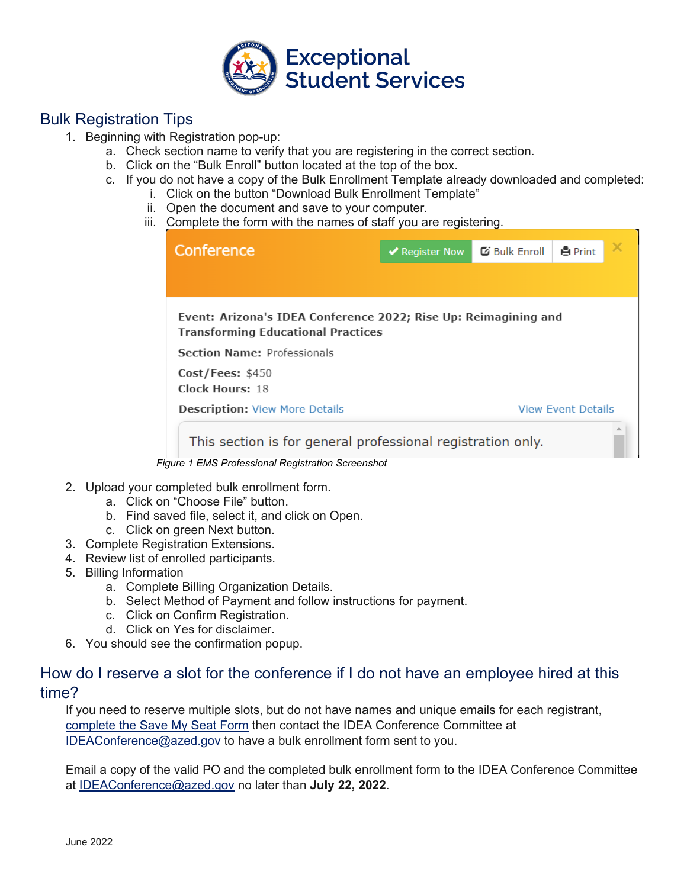Exceptional Student Services

## Bulk Registration Tips

1. Beginning with Registration pop-up:
   a. Check section name to verify that you are registering in the correct section.
   b. Click on the “Bulk Enroll” button located at the top of the box.
   c. If you do not have a copy of the Bulk Enrollment Template already downloaded and completed:
      i. Click on the button “Download Bulk Enrollment Template”
      ii. Open the document and save to your computer.
      iii. Complete the form with the names of staff you are registering.

Conference | Register Now | Bulk Enroll | Print

**Event:** Arizona's IDEA Conference 2022; Rise Up: Reimagining and Transforming Educational Practices

**Section Name:** Professionals

**Cost/Fees:** $450

**Clock Hours:** 18

**Description:** View More Details | View Event Details

This section is for general professional registration only.

*Figure 1 EMS Professional Registration Screenshot*

2. Upload your completed bulk enrollment form.
   a. Click on “Choose File” button.
   b. Find saved file, select it, and click on Open.
   c. Click on green Next button.
3. Complete Registration Extensions.
4. Review list of enrolled participants.
5. Billing Information
   a. Complete Billing Organization Details.
   b. Select Method of Payment and follow instructions for payment.
   c. Click on Confirm Registration.
   d. Click on Yes for disclaimer.
6. You should see the confirmation popup.

## How do I reserve a slot for the conference if I do not have an employee hired at this time?

If you need to reserve multiple slots, but do not have names and unique emails for each registrant, complete the Save My Seat Form then contact the IDEA Conference Committee at IDEAConference@azed.gov to have a bulk enrollment form sent to you.

Email a copy of the valid PO and the completed bulk enrollment form to the IDEA Conference Committee at IDEAConference@azed.gov no later than **July 22, 2022**.

June 2022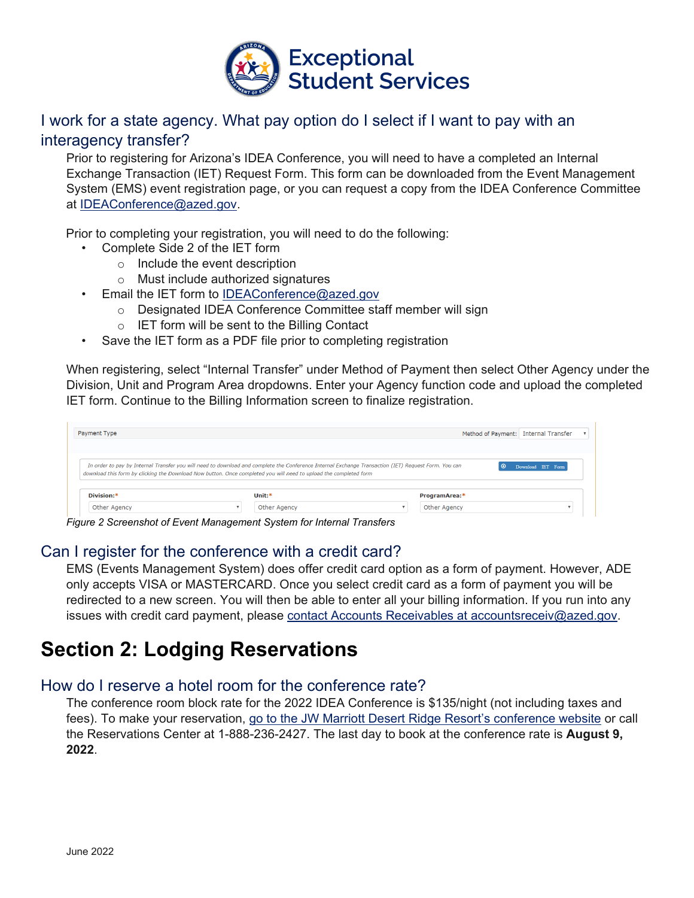Exceptional Student Services

### I work for a state agency. What pay option do I select if I want to pay with an interagency transfer?

Prior to registering for Arizona's IDEA Conference, you will need to have a completed an Internal Exchange Transaction (IET) Request Form. This form can be downloaded from the Event Management System (EMS) event registration page, or you can request a copy from the IDEA Conference Committee at IDEAConference@azed.gov.

Prior to completing your registration, you will need to do the following:

- Complete Side 2 of the IET form
  - Include the event description
  - Must include authorized signatures
- Email the IET form to IDEAConference@azed.gov
  - Designated IDEA Conference Committee staff member will sign
  - IET form will be sent to the Billing Contact
- Save the IET form as a PDF file prior to completing registration

When registering, select "Internal Transfer" under Method of Payment then select Other Agency under the Division, Unit and Program Area dropdowns. Enter your Agency function code and upload the completed IET form. Continue to the Billing Information screen to finalize registration.

Payment Type — Method of Payment: Internal Transfer

*In order to pay by Internal Transfer you will need to download and complete the Conference Internal Exchange Transaction (IET) Request Form. You can download this form by clicking the Download Now button. Once completed you will need to upload the completed form*

Download IET Form

| Division:* | Unit:* | ProgramArea:* |
|---|---|---|
| Other Agency | Other Agency | Other Agency |

*Figure 2 Screenshot of Event Management System for Internal Transfers*

### Can I register for the conference with a credit card?

EMS (Events Management System) does offer credit card option as a form of payment. However, ADE only accepts VISA or MASTERCARD. Once you select credit card as a form of payment you will be redirected to a new screen. You will then be able to enter all your billing information. If you run into any issues with credit card payment, please contact Accounts Receivables at accountsreceiv@azed.gov.

## Section 2: Lodging Reservations

### How do I reserve a hotel room for the conference rate?

The conference room block rate for the 2022 IDEA Conference is $135/night (not including taxes and fees). To make your reservation, go to the JW Marriott Desert Ridge Resort's conference website or call the Reservations Center at 1-888-236-2427. The last day to book at the conference rate is **August 9, 2022**.

June 2022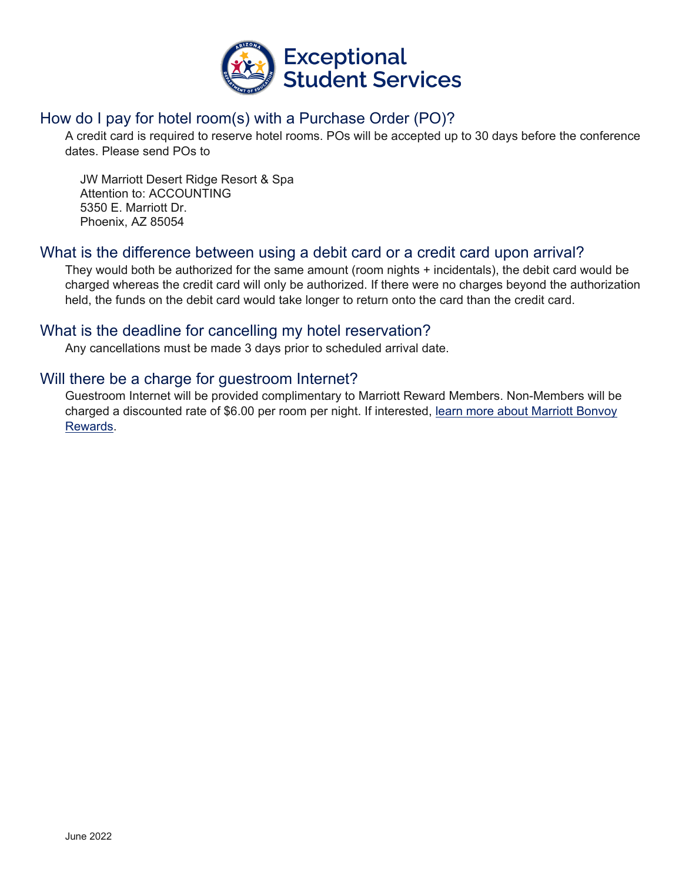## How do I pay for hotel room(s) with a Purchase Order (PO)?

A credit card is required to reserve hotel rooms. POs will be accepted up to 30 days before the conference dates. Please send POs to

JW Marriott Desert Ridge Resort & Spa
Attention to: ACCOUNTING
5350 E. Marriott Dr.
Phoenix, AZ 85054

## What is the difference between using a debit card or a credit card upon arrival?

They would both be authorized for the same amount (room nights + incidentals), the debit card would be charged whereas the credit card will only be authorized. If there were no charges beyond the authorization held, the funds on the debit card would take longer to return onto the card than the credit card.

## What is the deadline for cancelling my hotel reservation?

Any cancellations must be made 3 days prior to scheduled arrival date.

## Will there be a charge for guestroom Internet?

Guestroom Internet will be provided complimentary to Marriott Reward Members. Non-Members will be charged a discounted rate of $6.00 per room per night. If interested, learn more about Marriott Bonvoy Rewards.

June 2022